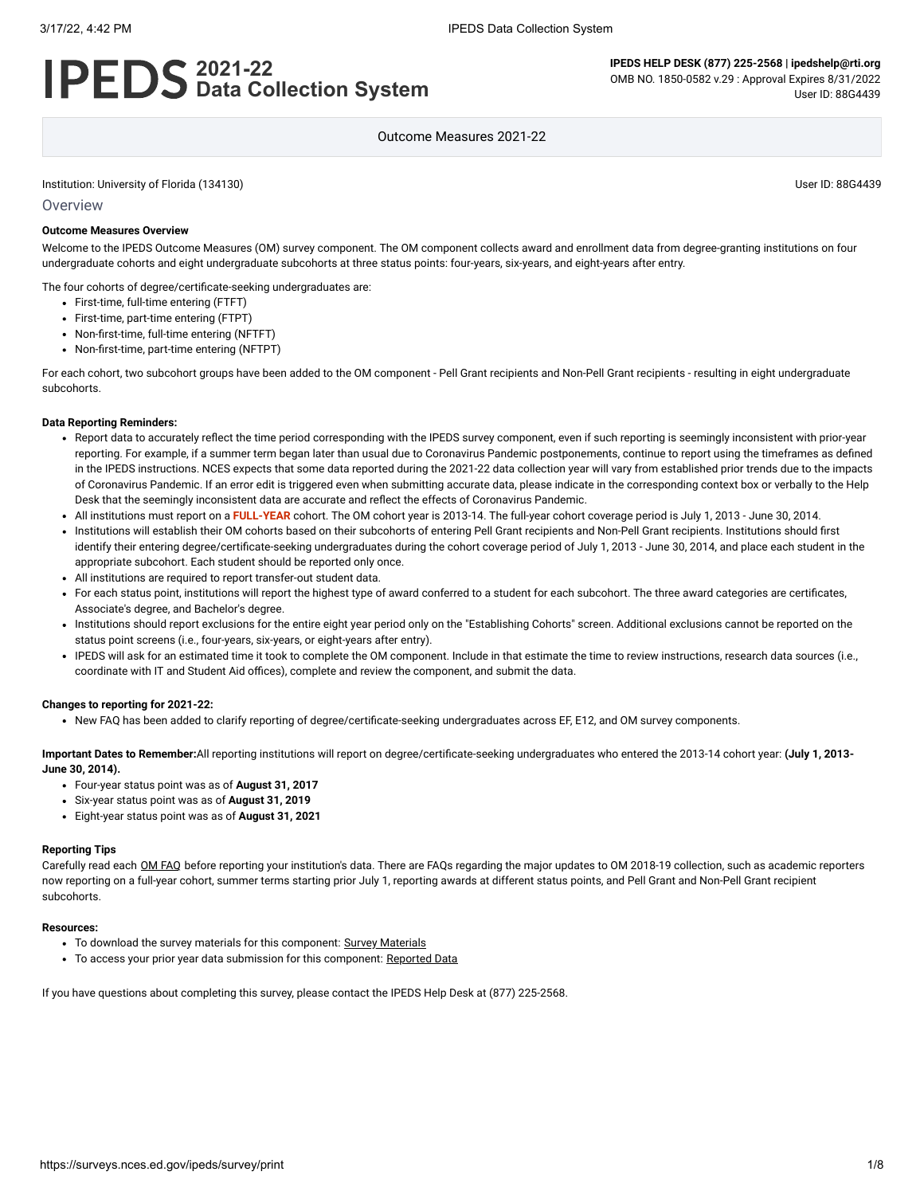# IPEDS 2021-22 Data Collection System

**IPEDS HELP DESK (877) 225-2568 | ipedshelp@rti.org**
OMB NO. 1850-0582 v.29 : Approval Expires 8/31/2022
User ID: 88G4439

Outcome Measures 2021-22

Institution: University of Florida (134130)

User ID: 88G4439

## Overview

**Outcome Measures Overview**

Welcome to the IPEDS Outcome Measures (OM) survey component. The OM component collects award and enrollment data from degree-granting institutions on four undergraduate cohorts and eight undergraduate subcohorts at three status points: four-years, six-years, and eight-years after entry.

The four cohorts of degree/certificate-seeking undergraduates are:

- First-time, full-time entering (FTFT)
- First-time, part-time entering (FTPT)
- Non-first-time, full-time entering (NFTFT)
- Non-first-time, part-time entering (NFTPT)

For each cohort, two subcohort groups have been added to the OM component - Pell Grant recipients and Non-Pell Grant recipients - resulting in eight undergraduate subcohorts.

**Data Reporting Reminders:**

- Report data to accurately reflect the time period corresponding with the IPEDS survey component, even if such reporting is seemingly inconsistent with prior-year reporting. For example, if a summer term began later than usual due to Coronavirus Pandemic postponements, continue to report using the timeframes as defined in the IPEDS instructions. NCES expects that some data reported during the 2021-22 data collection year will vary from established prior trends due to the impacts of Coronavirus Pandemic. If an error edit is triggered even when submitting accurate data, please indicate in the corresponding context box or verbally to the Help Desk that the seemingly inconsistent data are accurate and reflect the effects of Coronavirus Pandemic.
- All institutions must report on a **FULL-YEAR** cohort. The OM cohort year is 2013-14. The full-year cohort coverage period is July 1, 2013 - June 30, 2014.
- Institutions will establish their OM cohorts based on their subcohorts of entering Pell Grant recipients and Non-Pell Grant recipients. Institutions should first identify their entering degree/certificate-seeking undergraduates during the cohort coverage period of July 1, 2013 - June 30, 2014, and place each student in the appropriate subcohort. Each student should be reported only once.
- All institutions are required to report transfer-out student data.
- For each status point, institutions will report the highest type of award conferred to a student for each subcohort. The three award categories are certificates, Associate's degree, and Bachelor's degree.
- Institutions should report exclusions for the entire eight year period only on the "Establishing Cohorts" screen. Additional exclusions cannot be reported on the status point screens (i.e., four-years, six-years, or eight-years after entry).
- IPEDS will ask for an estimated time it took to complete the OM component. Include in that estimate the time to review instructions, research data sources (i.e., coordinate with IT and Student Aid offices), complete and review the component, and submit the data.

**Changes to reporting for 2021-22:**

- New FAQ has been added to clarify reporting of degree/certificate-seeking undergraduates across EF, E12, and OM survey components.

**Important Dates to Remember:** All reporting institutions will report on degree/certificate-seeking undergraduates who entered the 2013-14 cohort year: **(July 1, 2013-June 30, 2014).**

- Four-year status point was as of **August 31, 2017**
- Six-year status point was as of **August 31, 2019**
- Eight-year status point was as of **August 31, 2021**

**Reporting Tips**

Carefully read each OM FAQ before reporting your institution's data. There are FAQs regarding the major updates to OM 2018-19 collection, such as academic reporters now reporting on a full-year cohort, summer terms starting prior July 1, reporting awards at different status points, and Pell Grant and Non-Pell Grant recipient subcohorts.

**Resources:**

- To download the survey materials for this component: Survey Materials
- To access your prior year data submission for this component: Reported Data

If you have questions about completing this survey, please contact the IPEDS Help Desk at (877) 225-2568.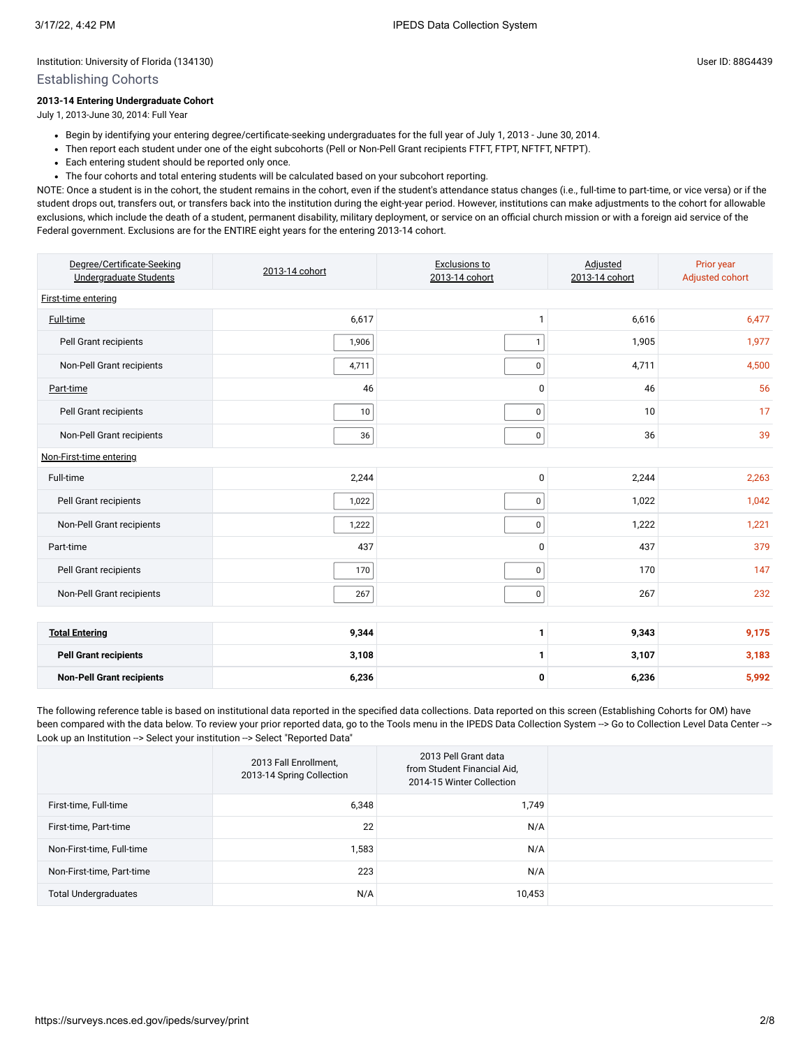Institution: University of Florida (134130)

User ID: 88G4439

## Establishing Cohorts

**2013-14 Entering Undergraduate Cohort**

July 1, 2013-June 30, 2014: Full Year

- Begin by identifying your entering degree/certificate-seeking undergraduates for the full year of July 1, 2013 - June 30, 2014.
- Then report each student under one of the eight subcohorts (Pell or Non-Pell Grant recipients FTFT, FTPT, NFTFT, NFTPT).
- Each entering student should be reported only once.
- The four cohorts and total entering students will be calculated based on your subcohort reporting.

NOTE: Once a student is in the cohort, the student remains in the cohort, even if the student's attendance status changes (i.e., full-time to part-time, or vice versa) or if the student drops out, transfers out, or transfers back into the institution during the eight-year period. However, institutions can make adjustments to the cohort for allowable exclusions, which include the death of a student, permanent disability, military deployment, or service on an official church mission or with a foreign aid service of the Federal government. Exclusions are for the ENTIRE eight years for the entering 2013-14 cohort.

| Degree/Certificate-Seeking Undergraduate Students | 2013-14 cohort | Exclusions to 2013-14 cohort | Adjusted 2013-14 cohort | Prior year Adjusted cohort |
|---|---|---|---|---|
| First-time entering | | | | |
| Full-time | 6,617 | 1 | 6,616 | 6,477 |
| Pell Grant recipients | 1,906 | 1 | 1,905 | 1,977 |
| Non-Pell Grant recipients | 4,711 | 0 | 4,711 | 4,500 |
| Part-time | 46 | 0 | 46 | 56 |
| Pell Grant recipients | 10 | 0 | 10 | 17 |
| Non-Pell Grant recipients | 36 | 0 | 36 | 39 |
| Non-First-time entering | | | | |
| Full-time | 2,244 | 0 | 2,244 | 2,263 |
| Pell Grant recipients | 1,022 | 0 | 1,022 | 1,042 |
| Non-Pell Grant recipients | 1,222 | 0 | 1,222 | 1,221 |
| Part-time | 437 | 0 | 437 | 379 |
| Pell Grant recipients | 170 | 0 | 170 | 147 |
| Non-Pell Grant recipients | 267 | 0 | 267 | 232 |
| **Total Entering** | **9,344** | **1** | **9,343** | **9,175** |
| **Pell Grant recipients** | **3,108** | **1** | **3,107** | **3,183** |
| **Non-Pell Grant recipients** | **6,236** | **0** | **6,236** | **5,992** |

The following reference table is based on institutional data reported in the specified data collections. Data reported on this screen (Establishing Cohorts for OM) have been compared with the data below. To review your prior reported data, go to the Tools menu in the IPEDS Data Collection System --> Go to Collection Level Data Center --> Look up an Institution --> Select your institution --> Select "Reported Data"

| | 2013 Fall Enrollment, 2013-14 Spring Collection | 2013 Pell Grant data from Student Financial Aid, 2014-15 Winter Collection |
|---|---|---|
| First-time, Full-time | 6,348 | 1,749 |
| First-time, Part-time | 22 | N/A |
| Non-First-time, Full-time | 1,583 | N/A |
| Non-First-time, Part-time | 223 | N/A |
| Total Undergraduates | N/A | 10,453 |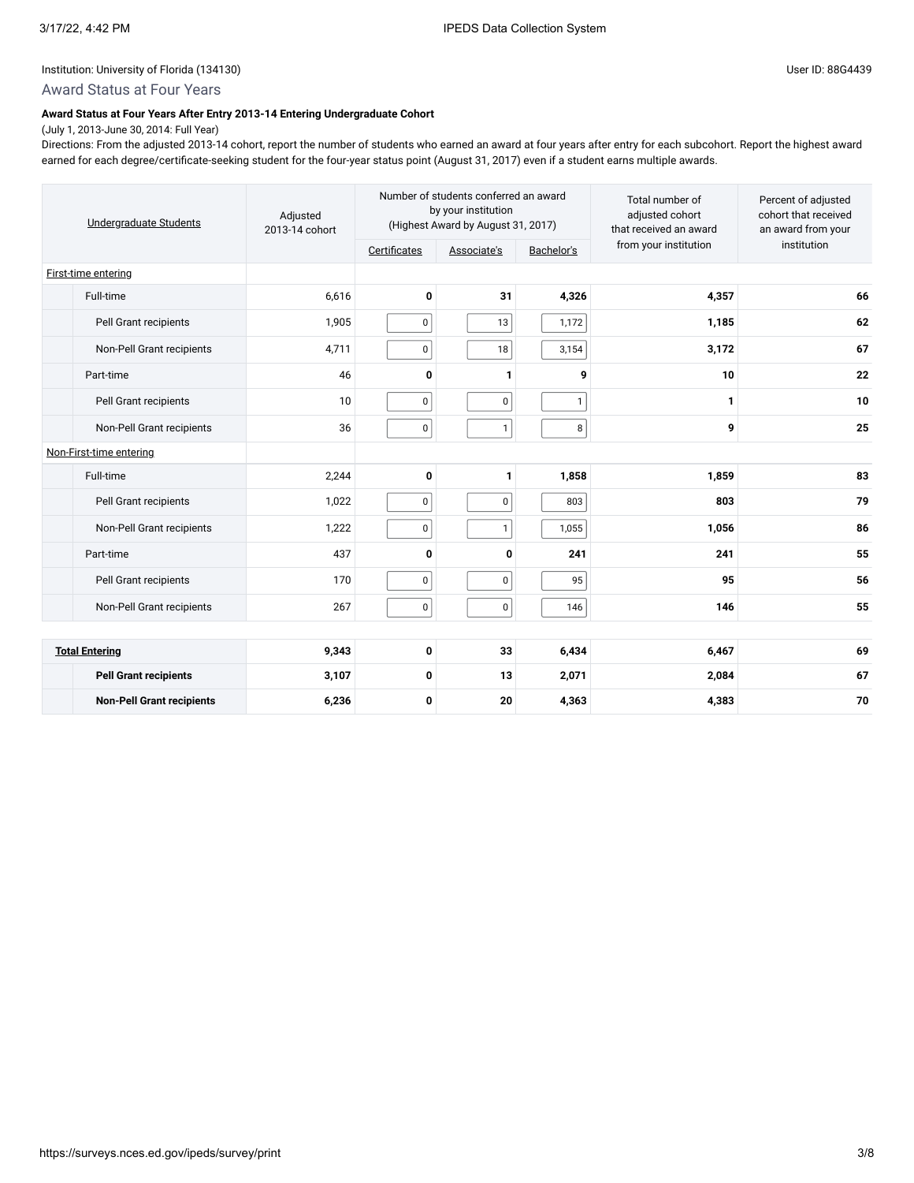Institution: University of Florida (134130)

User ID: 88G4439

## Award Status at Four Years

**Award Status at Four Years After Entry 2013-14 Entering Undergraduate Cohort**

(July 1, 2013-June 30, 2014: Full Year)

Directions: From the adjusted 2013-14 cohort, report the number of students who earned an award at four years after entry for each subcohort. Report the highest award earned for each degree/certificate-seeking student for the four-year status point (August 31, 2017) even if a student earns multiple awards.

| Undergraduate Students | Adjusted 2013-14 cohort | Number of students conferred an award by your institution (Highest Award by August 31, 2017) | | | Total number of adjusted cohort that received an award from your institution | Percent of adjusted cohort that received an award from your institution |
|---|---|---|---|---|---|---|
| | | Certificates | Associate's | Bachelor's | | |
| First-time entering | | | | | | |
| Full-time | 6,616 | **0** | **31** | **4,326** | **4,357** | **66** |
| Pell Grant recipients | 1,905 | 0 | 13 | 1,172 | **1,185** | **62** |
| Non-Pell Grant recipients | 4,711 | 0 | 18 | 3,154 | **3,172** | **67** |
| Part-time | 46 | **0** | **1** | **9** | **10** | **22** |
| Pell Grant recipients | 10 | 0 | 0 | 1 | **1** | **10** |
| Non-Pell Grant recipients | 36 | 0 | 1 | 8 | **9** | **25** |
| Non-First-time entering | | | | | | |
| Full-time | 2,244 | **0** | **1** | **1,858** | **1,859** | **83** |
| Pell Grant recipients | 1,022 | 0 | 0 | 803 | **803** | **79** |
| Non-Pell Grant recipients | 1,222 | 0 | 1 | 1,055 | **1,056** | **86** |
| Part-time | 437 | **0** | **0** | **241** | **241** | **55** |
| Pell Grant recipients | 170 | 0 | 0 | 95 | **95** | **56** |
| Non-Pell Grant recipients | 267 | 0 | 0 | 146 | **146** | **55** |
| **Total Entering** | **9,343** | **0** | **33** | **6,434** | **6,467** | **69** |
| **Pell Grant recipients** | **3,107** | **0** | **13** | **2,071** | **2,084** | **67** |
| **Non-Pell Grant recipients** | **6,236** | **0** | **20** | **4,363** | **4,383** | **70** |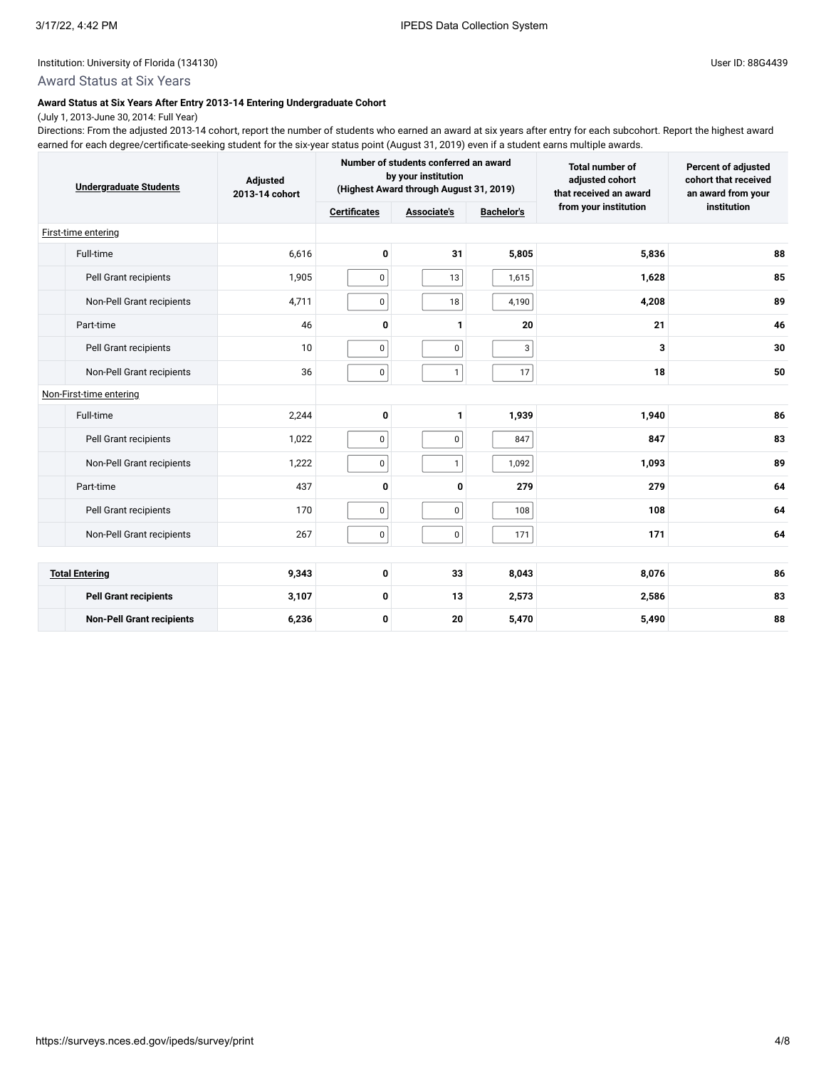Institution: University of Florida (134130)

User ID: 88G4439

## Award Status at Six Years

**Award Status at Six Years After Entry 2013-14 Entering Undergraduate Cohort**

(July 1, 2013-June 30, 2014: Full Year)

Directions: From the adjusted 2013-14 cohort, report the number of students who earned an award at six years after entry for each subcohort. Report the highest award earned for each degree/certificate-seeking student for the six-year status point (August 31, 2019) even if a student earns multiple awards.

| Undergraduate Students | Adjusted 2013-14 cohort | Number of students conferred an award by your institution (Highest Award through August 31, 2019) | | | Total number of adjusted cohort that received an award from your institution | Percent of adjusted cohort that received an award from your institution |
|---|---|---|---|---|---|---|
| | | Certificates | Associate's | Bachelor's | | |
| First-time entering | | | | | | |
| Full-time | 6,616 | 0 | 31 | 5,805 | 5,836 | 88 |
| Pell Grant recipients | 1,905 | 0 | 13 | 1,615 | 1,628 | 85 |
| Non-Pell Grant recipients | 4,711 | 0 | 18 | 4,190 | 4,208 | 89 |
| Part-time | 46 | 0 | 1 | 20 | 21 | 46 |
| Pell Grant recipients | 10 | 0 | 0 | 3 | 3 | 30 |
| Non-Pell Grant recipients | 36 | 0 | 1 | 17 | 18 | 50 |
| Non-First-time entering | | | | | | |
| Full-time | 2,244 | 0 | 1 | 1,939 | 1,940 | 86 |
| Pell Grant recipients | 1,022 | 0 | 0 | 847 | 847 | 83 |
| Non-Pell Grant recipients | 1,222 | 0 | 1 | 1,092 | 1,093 | 89 |
| Part-time | 437 | 0 | 0 | 279 | 279 | 64 |
| Pell Grant recipients | 170 | 0 | 0 | 108 | 108 | 64 |
| Non-Pell Grant recipients | 267 | 0 | 0 | 171 | 171 | 64 |
| **Total Entering** | **9,343** | **0** | **33** | **8,043** | **8,076** | **86** |
| **Pell Grant recipients** | **3,107** | **0** | **13** | **2,573** | **2,586** | **83** |
| **Non-Pell Grant recipients** | **6,236** | **0** | **20** | **5,470** | **5,490** | **88** |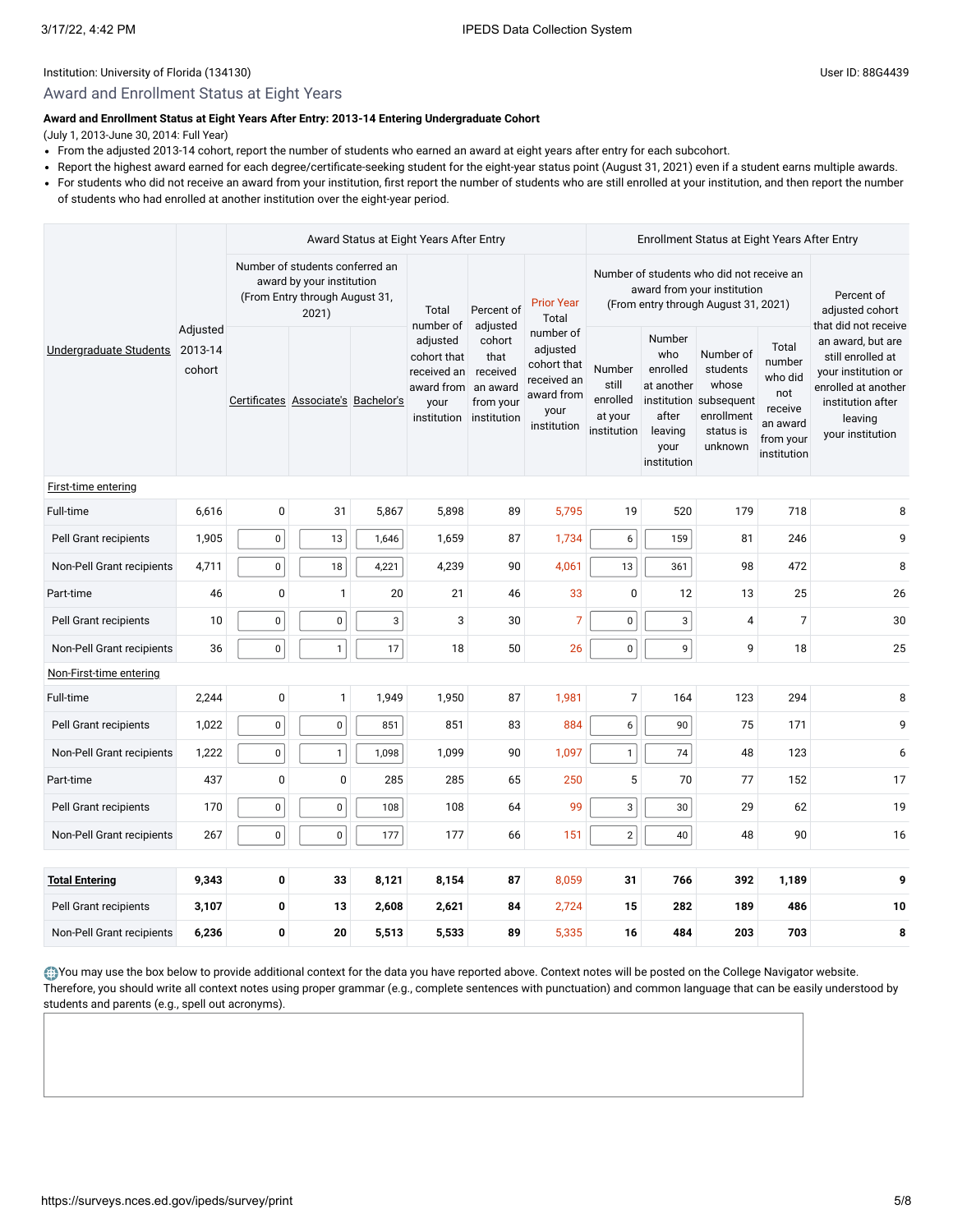Institution: University of Florida (134130)

User ID: 88G4439

## Award and Enrollment Status at Eight Years

**Award and Enrollment Status at Eight Years After Entry: 2013-14 Entering Undergraduate Cohort**

(July 1, 2013-June 30, 2014: Full Year)

- From the adjusted 2013-14 cohort, report the number of students who earned an award at eight years after entry for each subcohort.
- Report the highest award earned for each degree/certificate-seeking student for the eight-year status point (August 31, 2021) even if a student earns multiple awards.
- For students who did not receive an award from your institution, first report the number of students who are still enrolled at your institution, and then report the number of students who had enrolled at another institution over the eight-year period.

| Undergraduate Students | Adjusted 2013-14 cohort | Award Status at Eight Years After Entry: Number of students conferred an award by your institution (From Entry through August 31, 2021) | | | Total number of adjusted cohort that received an award from your institution | Percent of adjusted cohort that received an award from your institution | Prior Year Total number of adjusted cohort that received an award from your institution | Enrollment Status at Eight Years After Entry: Number of students who did not receive an award from your institution (From entry through August 31, 2021) | | | | Percent of adjusted cohort that did not receive an award, but are still enrolled at your institution or enrolled at another institution after leaving your institution |
|---|---|---|---|---|---|---|---|---|---|---|---|---|
| | | Certificates | Associate's | Bachelor's | | | | Number still enrolled at your institution | Number who enrolled at another institution after leaving your institution | Number of students whose subsequent enrollment status is unknown | Total number who did not receive an award from your institution | |
| First-time entering | | | | | | | | | | | | |
| Full-time | 6,616 | 0 | 31 | 5,867 | 5,898 | 89 | 5,795 | 19 | 520 | 179 | 718 | 8 |
| Pell Grant recipients | 1,905 | 0 | 13 | 1,646 | 1,659 | 87 | 1,734 | 6 | 159 | 81 | 246 | 9 |
| Non-Pell Grant recipients | 4,711 | 0 | 18 | 4,221 | 4,239 | 90 | 4,061 | 13 | 361 | 98 | 472 | 8 |
| Part-time | 46 | 0 | 1 | 20 | 21 | 46 | 33 | 0 | 12 | 13 | 25 | 26 |
| Pell Grant recipients | 10 | 0 | 0 | 3 | 3 | 30 | 7 | 0 | 3 | 4 | 7 | 30 |
| Non-Pell Grant recipients | 36 | 0 | 1 | 17 | 18 | 50 | 26 | 0 | 9 | 9 | 18 | 25 |
| Non-First-time entering | | | | | | | | | | | | |
| Full-time | 2,244 | 0 | 1 | 1,949 | 1,950 | 87 | 1,981 | 7 | 164 | 123 | 294 | 8 |
| Pell Grant recipients | 1,022 | 0 | 0 | 851 | 851 | 83 | 884 | 6 | 90 | 75 | 171 | 9 |
| Non-Pell Grant recipients | 1,222 | 0 | 1 | 1,098 | 1,099 | 90 | 1,097 | 1 | 74 | 48 | 123 | 6 |
| Part-time | 437 | 0 | 0 | 285 | 285 | 65 | 250 | 5 | 70 | 77 | 152 | 17 |
| Pell Grant recipients | 170 | 0 | 0 | 108 | 108 | 64 | 99 | 3 | 30 | 29 | 62 | 19 |
| Non-Pell Grant recipients | 267 | 0 | 0 | 177 | 177 | 66 | 151 | 2 | 40 | 48 | 90 | 16 |
| **Total Entering** | **9,343** | **0** | **33** | **8,121** | **8,154** | **87** | 8,059 | **31** | **766** | **392** | **1,189** | **9** |
| Pell Grant recipients | **3,107** | **0** | **13** | **2,608** | **2,621** | **84** | 2,724 | **15** | **282** | **189** | **486** | **10** |
| Non-Pell Grant recipients | **6,236** | **0** | **20** | **5,513** | **5,533** | **89** | 5,335 | **16** | **484** | **203** | **703** | **8** |

You may use the box below to provide additional context for the data you have reported above. Context notes will be posted on the College Navigator website. Therefore, you should write all context notes using proper grammar (e.g., complete sentences with punctuation) and common language that can be easily understood by students and parents (e.g., spell out acronyms).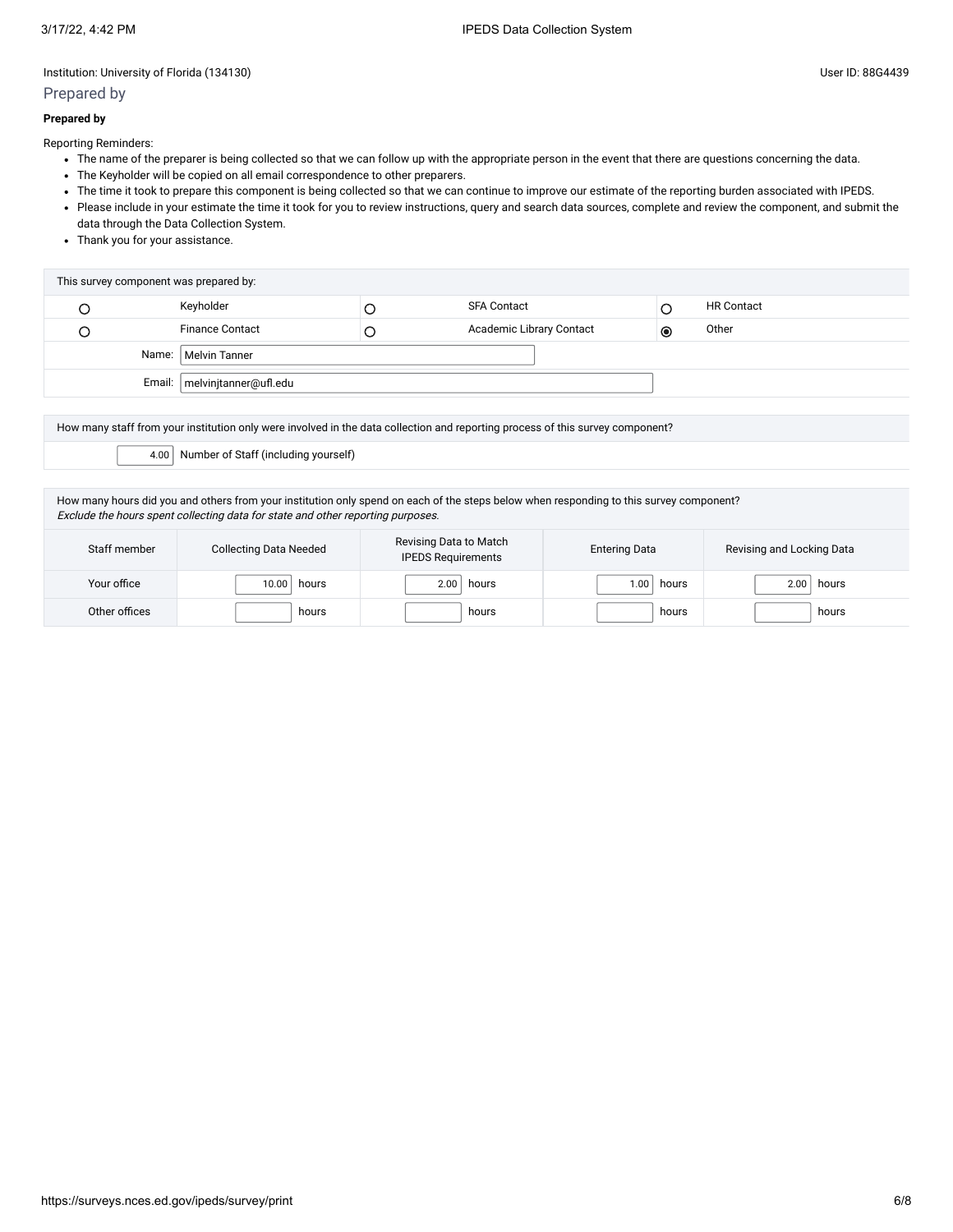Institution: University of Florida (134130)

User ID: 88G4439

## Prepared by

**Prepared by**

Reporting Reminders:

- The name of the preparer is being collected so that we can follow up with the appropriate person in the event that there are questions concerning the data.
- The Keyholder will be copied on all email correspondence to other preparers.
- The time it took to prepare this component is being collected so that we can continue to improve our estimate of the reporting burden associated with IPEDS.
- Please include in your estimate the time it took for you to review instructions, query and search data sources, complete and review the component, and submit the data through the Data Collection System.
- Thank you for your assistance.

| This survey component was prepared by: | | | | | |
|---|---|---|---|---|---|
| ○ | Keyholder | ○ | SFA Contact | ○ | HR Contact |
| ○ | Finance Contact | ○ | Academic Library Contact | ◉ | Other |
| Name: | Melvin Tanner | | | | |
| Email: | melvinjtanner@ufl.edu | | | | |

How many staff from your institution only were involved in the data collection and reporting process of this survey component?

4.00 Number of Staff (including yourself)

How many hours did you and others from your institution only spend on each of the steps below when responding to this survey component?
*Exclude the hours spent collecting data for state and other reporting purposes.*

| Staff member | Collecting Data Needed | Revising Data to Match IPEDS Requirements | Entering Data | Revising and Locking Data |
|---|---|---|---|---|
| Your office | 10.00 hours | 2.00 hours | 1.00 hours | 2.00 hours |
| Other offices | hours | hours | hours | hours |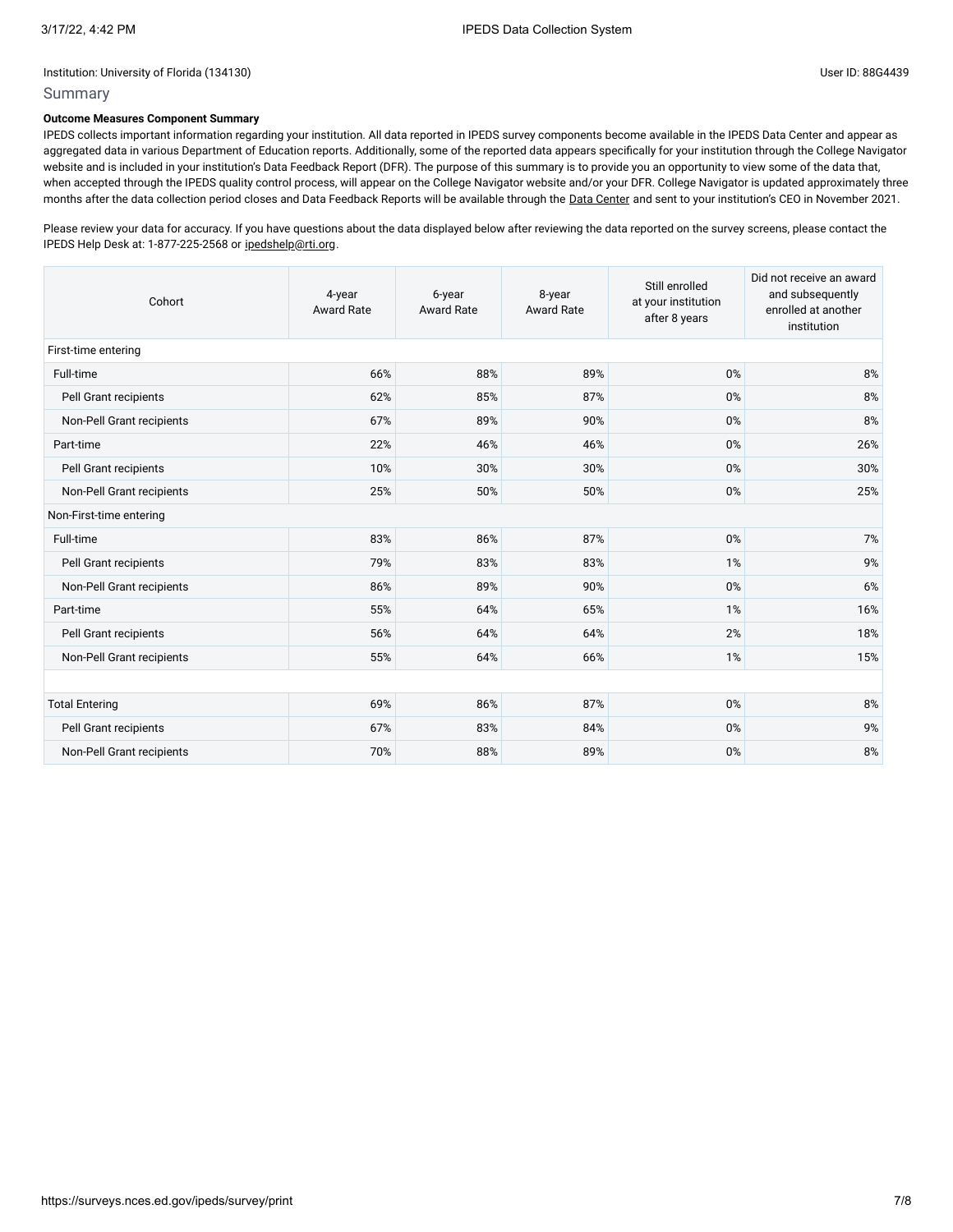Institution: University of Florida (134130)

User ID: 88G4439

## Summary

**Outcome Measures Component Summary**

IPEDS collects important information regarding your institution. All data reported in IPEDS survey components become available in the IPEDS Data Center and appear as aggregated data in various Department of Education reports. Additionally, some of the reported data appears specifically for your institution through the College Navigator website and is included in your institution's Data Feedback Report (DFR). The purpose of this summary is to provide you an opportunity to view some of the data that, when accepted through the IPEDS quality control process, will appear on the College Navigator website and/or your DFR. College Navigator is updated approximately three months after the data collection period closes and Data Feedback Reports will be available through the Data Center and sent to your institution's CEO in November 2021.

Please review your data for accuracy. If you have questions about the data displayed below after reviewing the data reported on the survey screens, please contact the IPEDS Help Desk at: 1-877-225-2568 or ipedshelp@rti.org.

| Cohort | 4-year Award Rate | 6-year Award Rate | 8-year Award Rate | Still enrolled at your institution after 8 years | Did not receive an award and subsequently enrolled at another institution |
|---|---|---|---|---|---|
| First-time entering | | | | | |
| Full-time | 66% | 88% | 89% | 0% | 8% |
| Pell Grant recipients | 62% | 85% | 87% | 0% | 8% |
| Non-Pell Grant recipients | 67% | 89% | 90% | 0% | 8% |
| Part-time | 22% | 46% | 46% | 0% | 26% |
| Pell Grant recipients | 10% | 30% | 30% | 0% | 30% |
| Non-Pell Grant recipients | 25% | 50% | 50% | 0% | 25% |
| Non-First-time entering | | | | | |
| Full-time | 83% | 86% | 87% | 0% | 7% |
| Pell Grant recipients | 79% | 83% | 83% | 1% | 9% |
| Non-Pell Grant recipients | 86% | 89% | 90% | 0% | 6% |
| Part-time | 55% | 64% | 65% | 1% | 16% |
| Pell Grant recipients | 56% | 64% | 64% | 2% | 18% |
| Non-Pell Grant recipients | 55% | 64% | 66% | 1% | 15% |
| | | | | | |
| Total Entering | 69% | 86% | 87% | 0% | 8% |
| Pell Grant recipients | 67% | 83% | 84% | 0% | 9% |
| Non-Pell Grant recipients | 70% | 88% | 89% | 0% | 8% |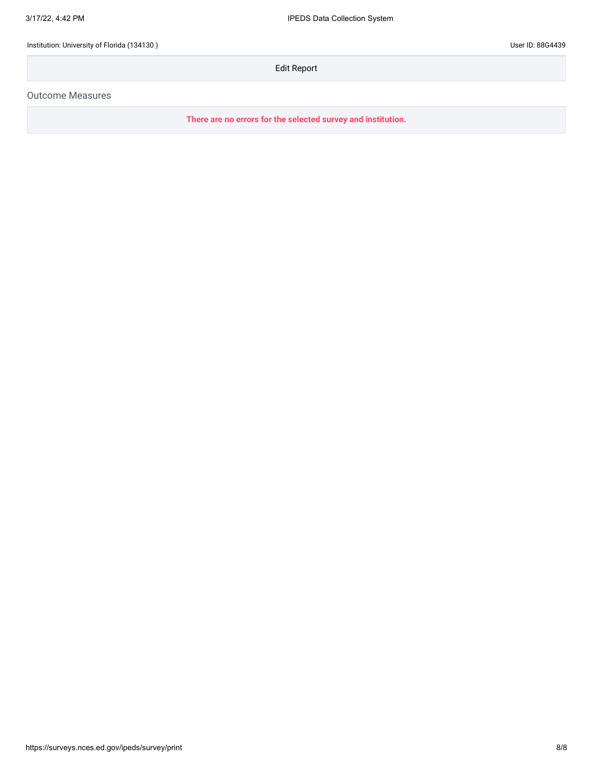Institution: University of Florida (134130 )

User ID: 88G4439

Edit Report

## Outcome Measures

**There are no errors for the selected survey and institution.**